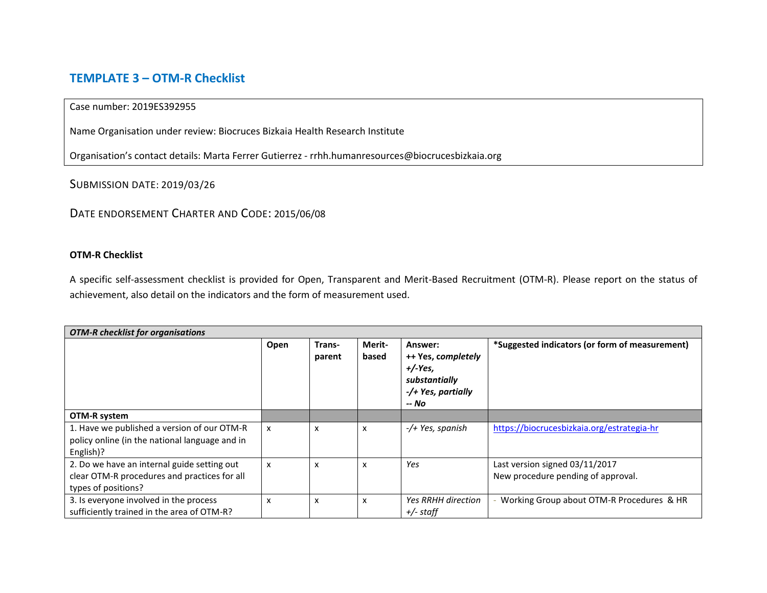## TEMPLATE 3 – OTM-R Checklist

Case number: 2019ES392955

Name Organisation under review: Biocruces Bizkaia Health Research Institute

Organisation's contact details: Marta Ferrer Gutierrez - rrhh.humanresources@biocrucesbizkaia.org

SUBMISSION DATE: 2019/03/26

DATE ENDORSEMENT CHARTER AND CODE: 2015/06/08

**OTM-R Checklist**

A specific self-assessment checklist is provided for Open, Transparent and Merit-Based Recruitment (OTM-R). Please report on the status of achievement, also detail on the indicators and the form of measurement used.

| *OTM-R checklist for organisations* | | | | | |
|---|---|---|---|---|---|
| | **Open** | **Trans-parent** | **Merit-based** | **Answer:**<br>**++ Yes, *completely***<br>***+/-Yes, substantially***<br>***-/+ Yes, partially***<br>***-- No*** | **\*Suggested indicators (or form of measurement)** |
| **OTM-R system** | | | | | |
| 1. Have we published a version of our OTM-R policy online (in the national language and in English)? | x | x | x | *-/+ Yes, spanish* | https://biocrucesbizkaia.org/estrategia-hr |
| 2. Do we have an internal guide setting out clear OTM-R procedures and practices for all types of positions? | x | x | x | *Yes* | Last version signed 03/11/2017<br>New procedure pending of approval. |
| 3. Is everyone involved in the process sufficiently trained in the area of OTM-R? | x | x | x | *Yes RRHH direction*<br>*+/- staff* | - Working Group about OTM-R Procedures & HR |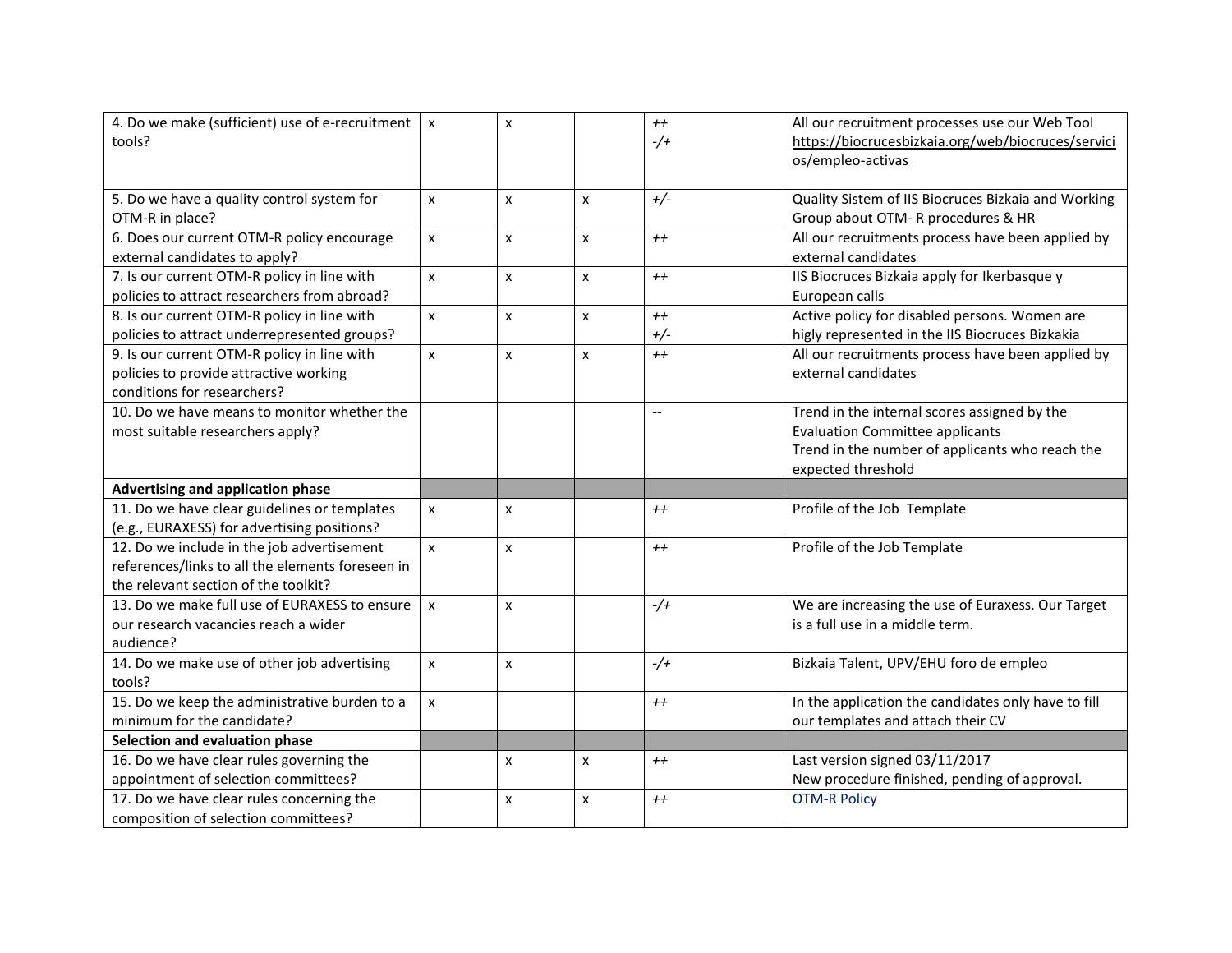| | | | | | |
|---|---|---|---|---|---|
| 4. Do we make (sufficient) use of e-recruitment tools? | x | x | | ++<br>-/+ | All our recruitment processes use our Web Tool https://biocrucesbizkaia.org/web/biocruces/servicios/empleo-activas |
| 5. Do we have a quality control system for OTM-R in place? | x | x | x | +/- | Quality Sistem of IIS Biocruces Bizkaia and Working Group about OTM- R procedures & HR |
| 6. Does our current OTM-R policy encourage external candidates to apply? | x | x | x | ++ | All our recruitments process have been applied by external candidates |
| 7. Is our current OTM-R policy in line with policies to attract researchers from abroad? | x | x | x | ++ | IIS Biocruces Bizkaia apply for Ikerbasque y European calls |
| 8. Is our current OTM-R policy in line with policies to attract underrepresented groups? | x | x | x | ++<br>+/- | Active policy for disabled persons. Women are higly represented in the IIS Biocruces Bizkakia |
| 9. Is our current OTM-R policy in line with policies to provide attractive working conditions for researchers? | x | x | x | ++ | All our recruitments process have been applied by external candidates |
| 10. Do we have means to monitor whether the most suitable researchers apply? | | | | -- | Trend in the internal scores assigned by the Evaluation Committee applicants<br>Trend in the number of applicants who reach the expected threshold |
| **Advertising and application phase** | | | | | |
| 11. Do we have clear guidelines or templates (e.g., EURAXESS) for advertising positions? | x | x | | ++ | Profile of the Job Template |
| 12. Do we include in the job advertisement references/links to all the elements foreseen in the relevant section of the toolkit? | x | x | | ++ | Profile of the Job Template |
| 13. Do we make full use of EURAXESS to ensure our research vacancies reach a wider audience? | x | x | | -/+ | We are increasing the use of Euraxess. Our Target is a full use in a middle term. |
| 14. Do we make use of other job advertising tools? | x | x | | -/+ | Bizkaia Talent, UPV/EHU foro de empleo |
| 15. Do we keep the administrative burden to a minimum for the candidate? | x | | | ++ | In the application the candidates only have to fill our templates and attach their CV |
| **Selection and evaluation phase** | | | | | |
| 16. Do we have clear rules governing the appointment of selection committees? | | x | x | ++ | Last version signed 03/11/2017<br>New procedure finished, pending of approval. |
| 17. Do we have clear rules concerning the composition of selection committees? | | x | x | ++ | OTM-R Policy |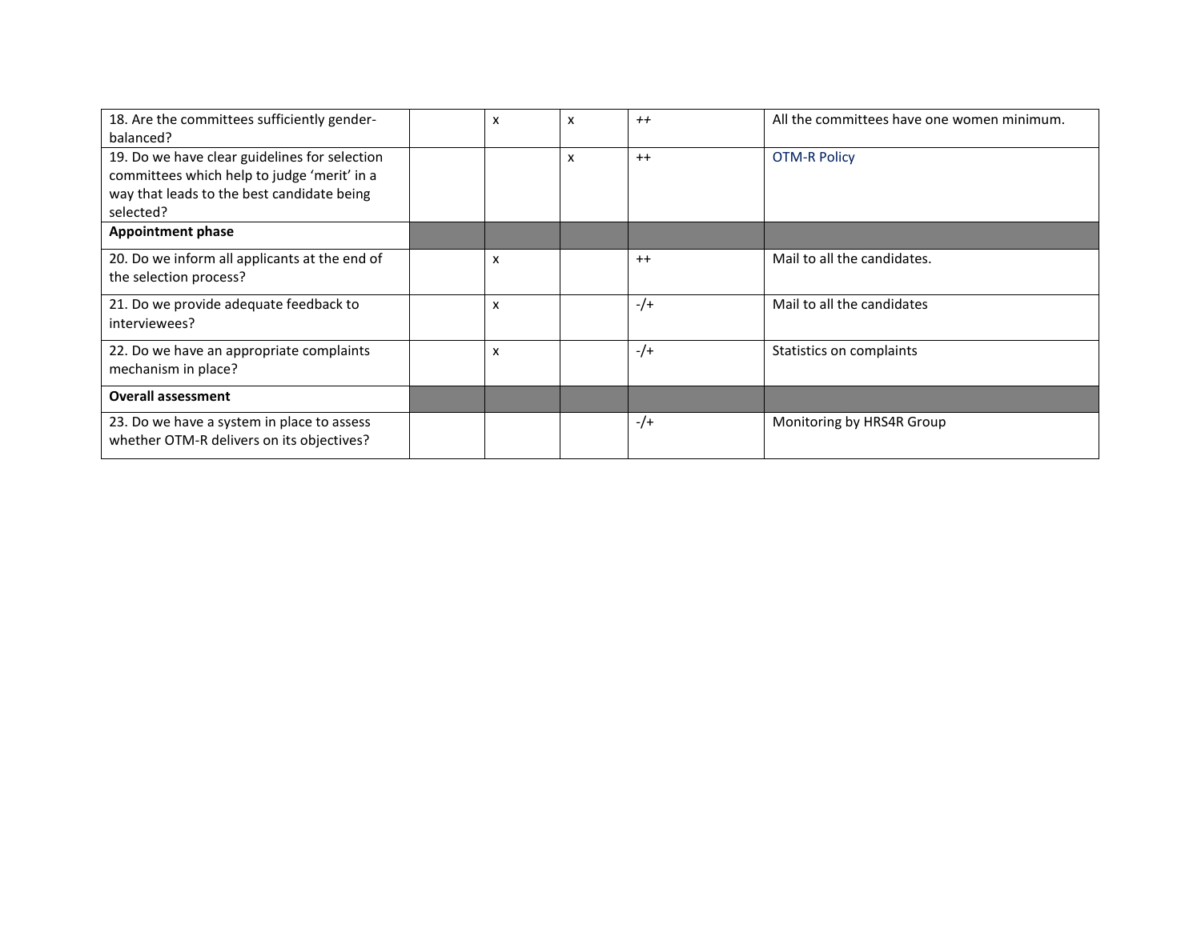| | | | | | |
|---|---|---|---|---|---|
| 18. Are the committees sufficiently gender-balanced? | | x | x | ++ | All the committees have one women minimum. |
| 19. Do we have clear guidelines for selection committees which help to judge 'merit' in a way that leads to the best candidate being selected? | | | x | ++ | OTM-R Policy |
| **Appointment phase** | | | | | |
| 20. Do we inform all applicants at the end of the selection process? | | x | | ++ | Mail to all the candidates. |
| 21. Do we provide adequate feedback to interviewees? | | x | | -/+ | Mail to all the candidates |
| 22. Do we have an appropriate complaints mechanism in place? | | x | | -/+ | Statistics on complaints |
| **Overall assessment** | | | | | |
| 23. Do we have a system in place to assess whether OTM-R delivers on its objectives? | | | | -/+ | Monitoring by HRS4R Group |